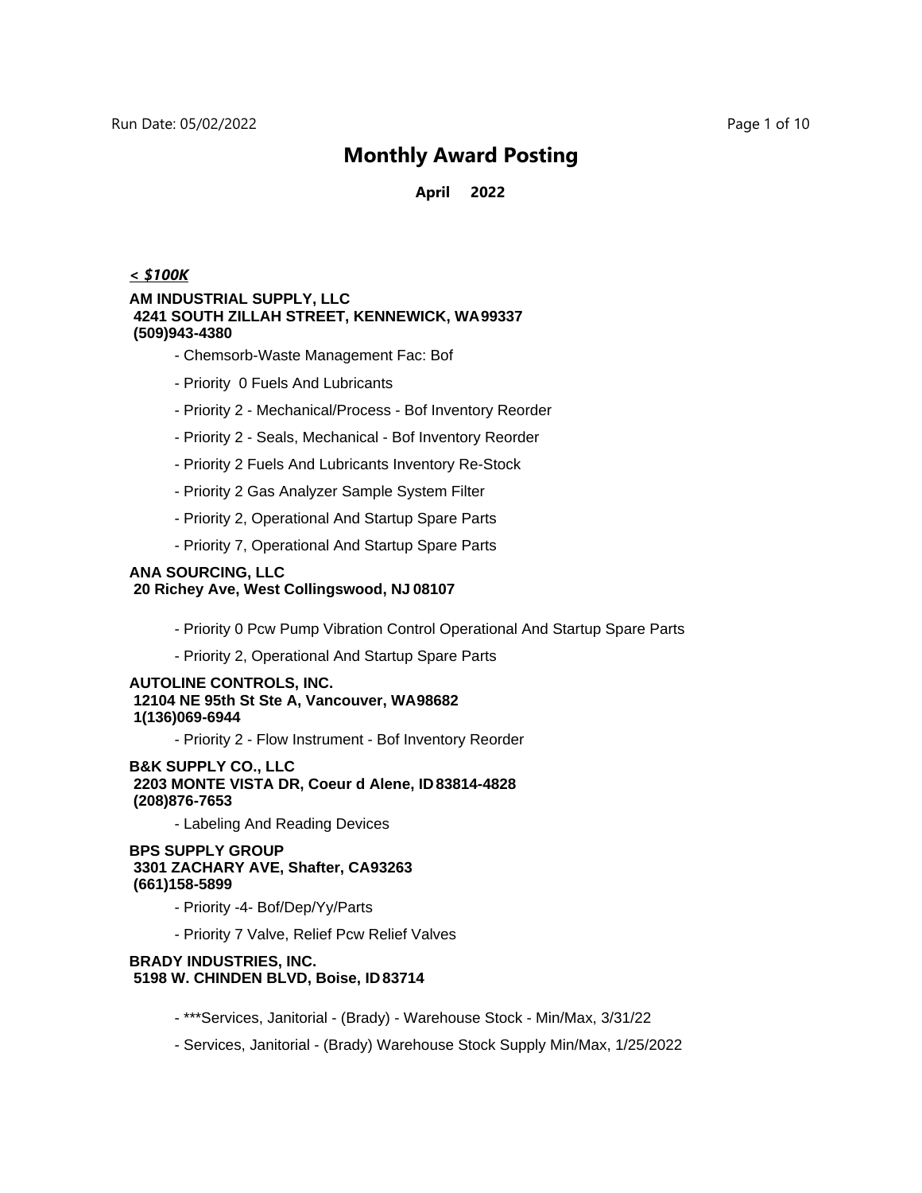# Monthly Award Posting

**April 2022**

***< $100K***

**AM INDUSTRIAL SUPPLY, LLC**
**4241 SOUTH ZILLAH STREET, KENNEWICK, WA 99337**
**(509)943-4380**

- Chemsorb-Waste Management Fac: Bof
- Priority 0 Fuels And Lubricants
- Priority 2 - Mechanical/Process - Bof Inventory Reorder
- Priority 2 - Seals, Mechanical - Bof Inventory Reorder
- Priority 2 Fuels And Lubricants Inventory Re-Stock
- Priority 2 Gas Analyzer Sample System Filter
- Priority 2, Operational And Startup Spare Parts
- Priority 7, Operational And Startup Spare Parts

**ANA SOURCING, LLC**
**20 Richey Ave, West Collingswood, NJ 08107**

- Priority 0 Pcw Pump Vibration Control Operational And Startup Spare Parts
- Priority 2, Operational And Startup Spare Parts

**AUTOLINE CONTROLS, INC.**
**12104 NE 95th St Ste A, Vancouver, WA 98682**
**1(136)069-6944**

- Priority 2 - Flow Instrument - Bof Inventory Reorder

**B&K SUPPLY CO., LLC**
**2203 MONTE VISTA DR, Coeur d Alene, ID 83814-4828**
**(208)876-7653**

- Labeling And Reading Devices

**BPS SUPPLY GROUP**
**3301 ZACHARY AVE, Shafter, CA 93263**
**(661)158-5899**

- Priority -4- Bof/Dep/Yy/Parts
- Priority 7 Valve, Relief Pcw Relief Valves

**BRADY INDUSTRIES, INC.**
**5198 W. CHINDEN BLVD, Boise, ID 83714**

- ***Services, Janitorial - (Brady) - Warehouse Stock - Min/Max, 3/31/22
- Services, Janitorial - (Brady) Warehouse Stock Supply Min/Max, 1/25/2022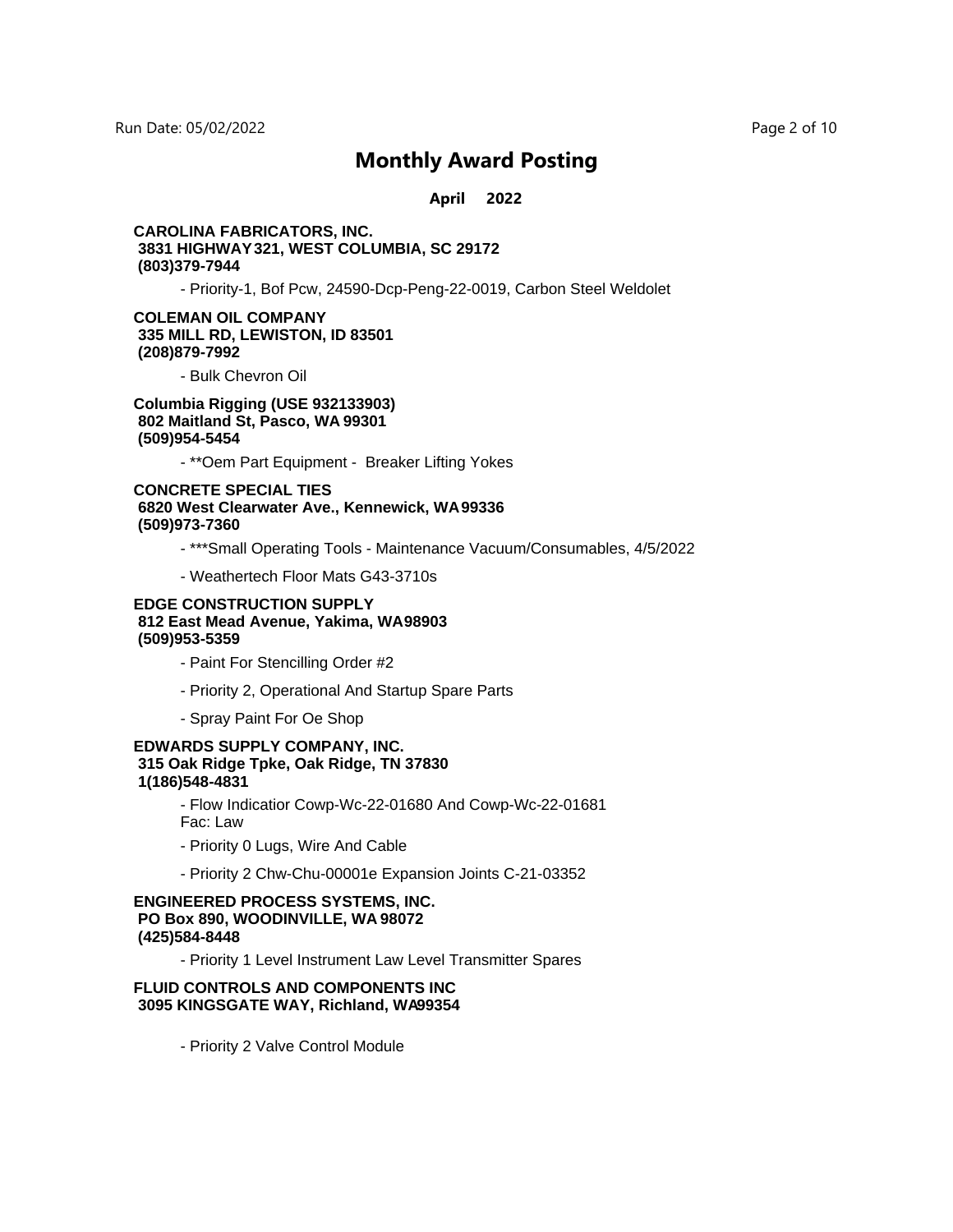# Monthly Award Posting

**April 2022**

**CAROLINA FABRICATORS, INC.**
**3831 HIGHWAY 321, WEST COLUMBIA, SC 29172**
**(803)379-7944**

- Priority-1, Bof Pcw, 24590-Dcp-Peng-22-0019, Carbon Steel Weldolet

**COLEMAN OIL COMPANY**
**335 MILL RD, LEWISTON, ID 83501**
**(208)879-7992**

- Bulk Chevron Oil

**Columbia Rigging (USE 932133903)**
**802 Maitland St, Pasco, WA 99301**
**(509)954-5454**

- **Oem Part Equipment - Breaker Lifting Yokes

**CONCRETE SPECIAL TIES**
**6820 West Clearwater Ave., Kennewick, WA 99336**
**(509)973-7360**

- ***Small Operating Tools - Maintenance Vacuum/Consumables, 4/5/2022
- Weathertech Floor Mats G43-3710s

**EDGE CONSTRUCTION SUPPLY**
**812 East Mead Avenue, Yakima, WA 98903**
**(509)953-5359**

- Paint For Stencilling Order #2
- Priority 2, Operational And Startup Spare Parts
- Spray Paint For Oe Shop

**EDWARDS SUPPLY COMPANY, INC.**
**315 Oak Ridge Tpke, Oak Ridge, TN 37830**
**1(186)548-4831**

- Flow Indicatior Cowp-Wc-22-01680 And Cowp-Wc-22-01681
  Fac: Law
- Priority 0 Lugs, Wire And Cable
- Priority 2 Chw-Chu-00001e Expansion Joints C-21-03352

**ENGINEERED PROCESS SYSTEMS, INC.**
**PO Box 890, WOODINVILLE, WA 98072**
**(425)584-8448**

- Priority 1 Level Instrument Law Level Transmitter Spares

**FLUID CONTROLS AND COMPONENTS INC**
**3095 KINGSGATE WAY, Richland, WA 99354**

- Priority 2 Valve Control Module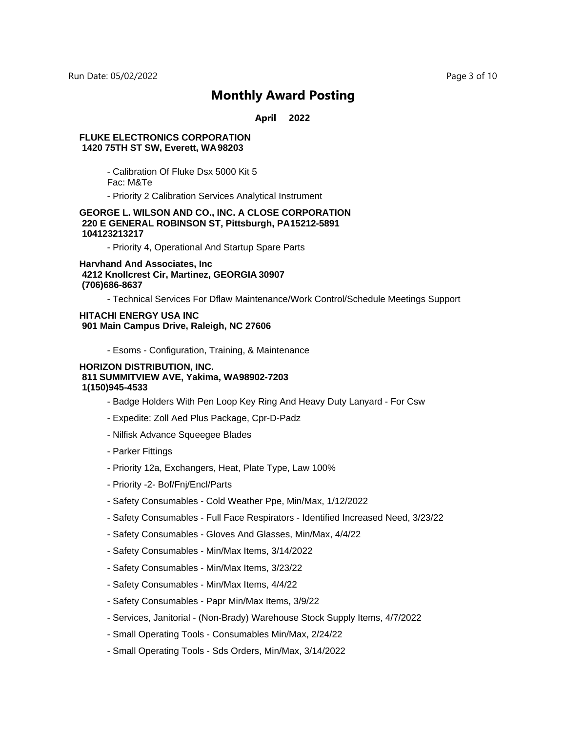# Monthly Award Posting

**April 2022**

**FLUKE ELECTRONICS CORPORATION**
**1420 75TH ST SW, Everett, WA 98203**

- Calibration Of Fluke Dsx 5000 Kit 5
  Fac: M&Te
- Priority 2 Calibration Services Analytical Instrument

**GEORGE L. WILSON AND CO., INC. A CLOSE CORPORATION**
**220 E GENERAL ROBINSON ST, Pittsburgh, PA15212-5891**
**104123213217**

- Priority 4, Operational And Startup Spare Parts

**Harvhand And Associates, Inc**
**4212 Knollcrest Cir, Martinez, GEORGIA 30907**
**(706)686-8637**

- Technical Services For Dflaw Maintenance/Work Control/Schedule Meetings Support

**HITACHI ENERGY USA INC**
**901 Main Campus Drive, Raleigh, NC 27606**

- Esoms - Configuration, Training, & Maintenance

**HORIZON DISTRIBUTION, INC.**
**811 SUMMITVIEW AVE, Yakima, WA98902-7203**
**1(150)945-4533**

- Badge Holders With Pen Loop Key Ring And Heavy Duty Lanyard - For Csw
- Expedite: Zoll Aed Plus Package, Cpr-D-Padz
- Nilfisk Advance Squeegee Blades
- Parker Fittings
- Priority 12a, Exchangers, Heat, Plate Type, Law 100%
- Priority -2- Bof/Fnj/Encl/Parts
- Safety Consumables - Cold Weather Ppe, Min/Max, 1/12/2022
- Safety Consumables - Full Face Respirators - Identified Increased Need, 3/23/22
- Safety Consumables - Gloves And Glasses, Min/Max, 4/4/22
- Safety Consumables - Min/Max Items, 3/14/2022
- Safety Consumables - Min/Max Items, 3/23/22
- Safety Consumables - Min/Max Items, 4/4/22
- Safety Consumables - Papr Min/Max Items, 3/9/22
- Services, Janitorial - (Non-Brady) Warehouse Stock Supply Items, 4/7/2022
- Small Operating Tools - Consumables Min/Max, 2/24/22
- Small Operating Tools - Sds Orders, Min/Max, 3/14/2022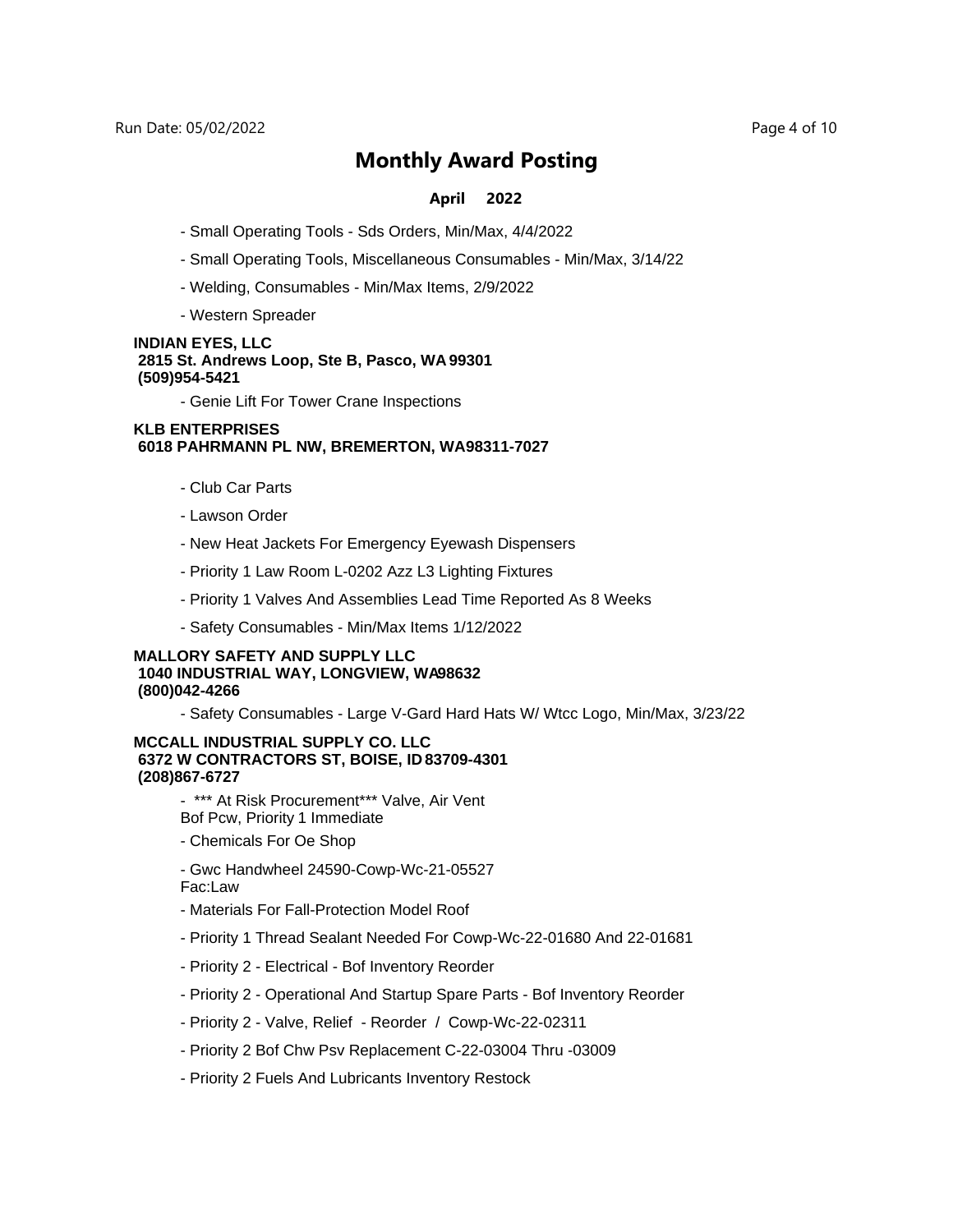# Monthly Award Posting

**April 2022**

- Small Operating Tools - Sds Orders, Min/Max, 4/4/2022
- Small Operating Tools, Miscellaneous Consumables - Min/Max, 3/14/22
- Welding, Consumables - Min/Max Items, 2/9/2022
- Western Spreader

**INDIAN EYES, LLC**
**2815 St. Andrews Loop, Ste B, Pasco, WA 99301**
**(509)954-5421**

- Genie Lift For Tower Crane Inspections

**KLB ENTERPRISES**
**6018 PAHRMANN PL NW, BREMERTON, WA98311-7027**

- Club Car Parts
- Lawson Order
- New Heat Jackets For Emergency Eyewash Dispensers
- Priority 1 Law Room L-0202 Azz L3 Lighting Fixtures
- Priority 1 Valves And Assemblies Lead Time Reported As 8 Weeks
- Safety Consumables - Min/Max Items 1/12/2022

**MALLORY SAFETY AND SUPPLY LLC**
**1040 INDUSTRIAL WAY, LONGVIEW, WA98632**
**(800)042-4266**

- Safety Consumables - Large V-Gard Hard Hats W/ Wtcc Logo, Min/Max, 3/23/22

**MCCALL INDUSTRIAL SUPPLY CO. LLC**
**6372 W CONTRACTORS ST, BOISE, ID 83709-4301**
**(208)867-6727**

- *** At Risk Procurement*** Valve, Air Vent
  Bof Pcw, Priority 1 Immediate
- Chemicals For Oe Shop
- Gwc Handwheel 24590-Cowp-Wc-21-05527
  Fac:Law
- Materials For Fall-Protection Model Roof
- Priority 1 Thread Sealant Needed For Cowp-Wc-22-01680 And 22-01681
- Priority 2 - Electrical - Bof Inventory Reorder
- Priority 2 - Operational And Startup Spare Parts - Bof Inventory Reorder
- Priority 2 - Valve, Relief - Reorder / Cowp-Wc-22-02311
- Priority 2 Bof Chw Psv Replacement C-22-03004 Thru -03009
- Priority 2 Fuels And Lubricants Inventory Restock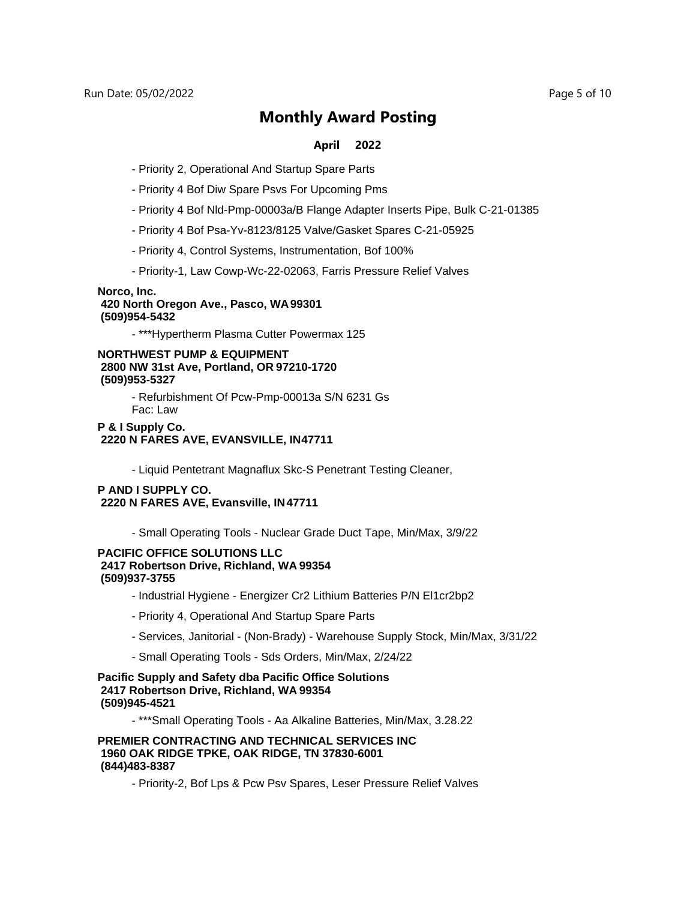# Monthly Award Posting

**April 2022**

- Priority 2, Operational And Startup Spare Parts
- Priority 4 Bof Diw Spare Psvs For Upcoming Pms
- Priority 4 Bof Nld-Pmp-00003a/B Flange Adapter Inserts Pipe, Bulk C-21-01385
- Priority 4 Bof Psa-Yv-8123/8125 Valve/Gasket Spares C-21-05925
- Priority 4, Control Systems, Instrumentation, Bof 100%
- Priority-1, Law Cowp-Wc-22-02063, Farris Pressure Relief Valves

**Norco, Inc.**
**420 North Oregon Ave., Pasco, WA 99301**
**(509)954-5432**

- ***Hypertherm Plasma Cutter Powermax 125

**NORTHWEST PUMP & EQUIPMENT**
**2800 NW 31st Ave, Portland, OR 97210-1720**
**(509)953-5327**

- Refurbishment Of Pcw-Pmp-00013a S/N 6231 Gs
  Fac: Law

**P & I Supply Co.**
**2220 N FARES AVE, EVANSVILLE, IN 47711**

- Liquid Pentetrant Magnaflux Skc-S Penetrant Testing Cleaner,

**P AND I SUPPLY CO.**
**2220 N FARES AVE, Evansville, IN 47711**

- Small Operating Tools - Nuclear Grade Duct Tape, Min/Max, 3/9/22

**PACIFIC OFFICE SOLUTIONS LLC**
**2417 Robertson Drive, Richland, WA 99354**
**(509)937-3755**

- Industrial Hygiene - Energizer Cr2 Lithium Batteries P/N El1cr2bp2
- Priority 4, Operational And Startup Spare Parts
- Services, Janitorial - (Non-Brady) - Warehouse Supply Stock, Min/Max, 3/31/22
- Small Operating Tools - Sds Orders, Min/Max, 2/24/22

**Pacific Supply and Safety dba Pacific Office Solutions**
**2417 Robertson Drive, Richland, WA 99354**
**(509)945-4521**

- ***Small Operating Tools - Aa Alkaline Batteries, Min/Max, 3.28.22

**PREMIER CONTRACTING AND TECHNICAL SERVICES INC**
**1960 OAK RIDGE TPKE, OAK RIDGE, TN 37830-6001**
**(844)483-8387**

- Priority-2, Bof Lps & Pcw Psv Spares, Leser Pressure Relief Valves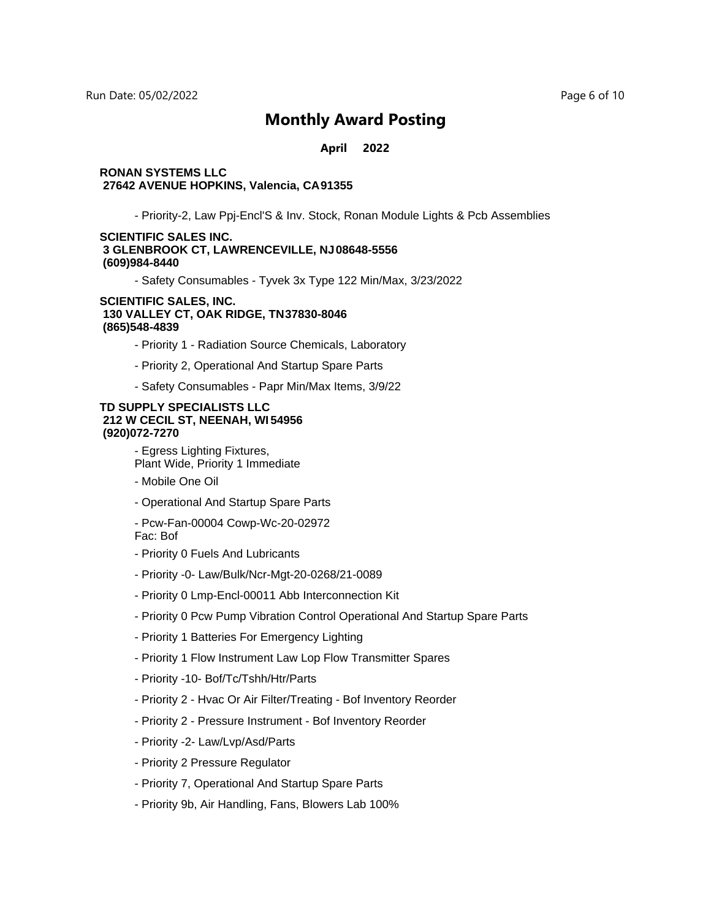# Monthly Award Posting

**April 2022**

**RONAN SYSTEMS LLC**
**27642 AVENUE HOPKINS, Valencia, CA 91355**

- Priority-2, Law Ppj-Encl'S & Inv. Stock, Ronan Module Lights & Pcb Assemblies

**SCIENTIFIC SALES INC.**
**3 GLENBROOK CT, LAWRENCEVILLE, NJ 08648-5556**
**(609)984-8440**

- Safety Consumables - Tyvek 3x Type 122 Min/Max, 3/23/2022

**SCIENTIFIC SALES, INC.**
**130 VALLEY CT, OAK RIDGE, TN 37830-8046**
**(865)548-4839**

- Priority 1 - Radiation Source Chemicals, Laboratory
- Priority 2, Operational And Startup Spare Parts
- Safety Consumables - Papr Min/Max Items, 3/9/22

**TD SUPPLY SPECIALISTS LLC**
**212 W CECIL ST, NEENAH, WI 54956**
**(920)072-7270**

- Egress Lighting Fixtures,
  Plant Wide, Priority 1 Immediate
- Mobile One Oil
- Operational And Startup Spare Parts
- Pcw-Fan-00004 Cowp-Wc-20-02972
  Fac: Bof
- Priority 0 Fuels And Lubricants
- Priority -0- Law/Bulk/Ncr-Mgt-20-0268/21-0089
- Priority 0 Lmp-Encl-00011 Abb Interconnection Kit
- Priority 0 Pcw Pump Vibration Control Operational And Startup Spare Parts
- Priority 1 Batteries For Emergency Lighting
- Priority 1 Flow Instrument Law Lop Flow Transmitter Spares
- Priority -10- Bof/Tc/Tshh/Htr/Parts
- Priority 2 - Hvac Or Air Filter/Treating - Bof Inventory Reorder
- Priority 2 - Pressure Instrument - Bof Inventory Reorder
- Priority -2- Law/Lvp/Asd/Parts
- Priority 2 Pressure Regulator
- Priority 7, Operational And Startup Spare Parts
- Priority 9b, Air Handling, Fans, Blowers Lab 100%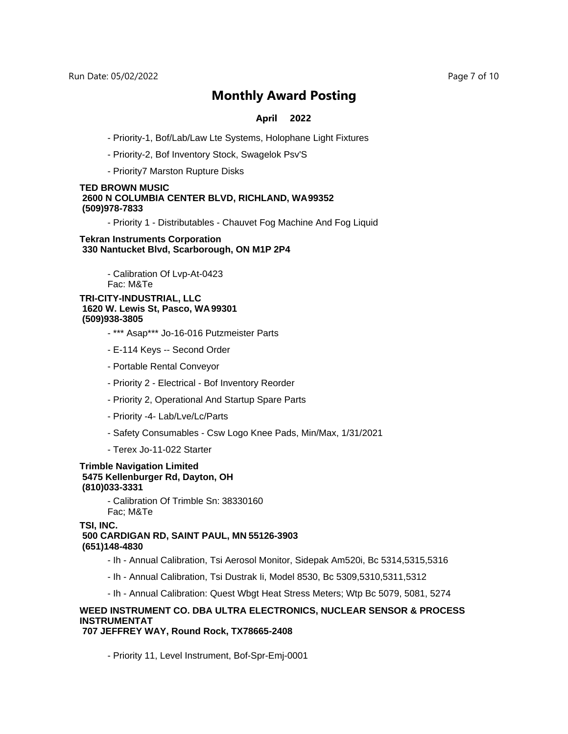# Monthly Award Posting

**April 2022**

- Priority-1, Bof/Lab/Law Lte Systems, Holophane Light Fixtures
- Priority-2, Bof Inventory Stock, Swagelok Psv'S
- Priority7 Marston Rupture Disks

**TED BROWN MUSIC**
**2600 N COLUMBIA CENTER BLVD, RICHLAND, WA 99352**
**(509)978-7833**

- Priority 1 - Distributables - Chauvet Fog Machine And Fog Liquid

**Tekran Instruments Corporation**
**330 Nantucket Blvd, Scarborough, ON M1P 2P4**

- Calibration Of Lvp-At-0423
  Fac: M&Te

**TRI-CITY-INDUSTRIAL, LLC**
**1620 W. Lewis St, Pasco, WA 99301**
**(509)938-3805**

- *** Asap*** Jo-16-016 Putzmeister Parts
- E-114 Keys -- Second Order
- Portable Rental Conveyor
- Priority 2 - Electrical - Bof Inventory Reorder
- Priority 2, Operational And Startup Spare Parts
- Priority -4- Lab/Lve/Lc/Parts
- Safety Consumables - Csw Logo Knee Pads, Min/Max, 1/31/2021
- Terex Jo-11-022 Starter

**Trimble Navigation Limited**
**5475 Kellenburger Rd, Dayton, OH**
**(810)033-3331**

- Calibration Of Trimble Sn: 38330160
  Fac; M&Te

**TSI, INC.**
**500 CARDIGAN RD, SAINT PAUL, MN 55126-3903**
**(651)148-4830**

- Ih - Annual Calibration, Tsi Aerosol Monitor, Sidepak Am520i, Bc 5314,5315,5316
- Ih - Annual Calibration, Tsi Dustrak Ii, Model 8530, Bc 5309,5310,5311,5312
- Ih - Annual Calibration: Quest Wbgt Heat Stress Meters; Wtp Bc 5079, 5081, 5274

**WEED INSTRUMENT CO. DBA ULTRA ELECTRONICS, NUCLEAR SENSOR & PROCESS INSTRUMENTAT**
**707 JEFFREY WAY, Round Rock, TX 78665-2408**

- Priority 11, Level Instrument, Bof-Spr-Emj-0001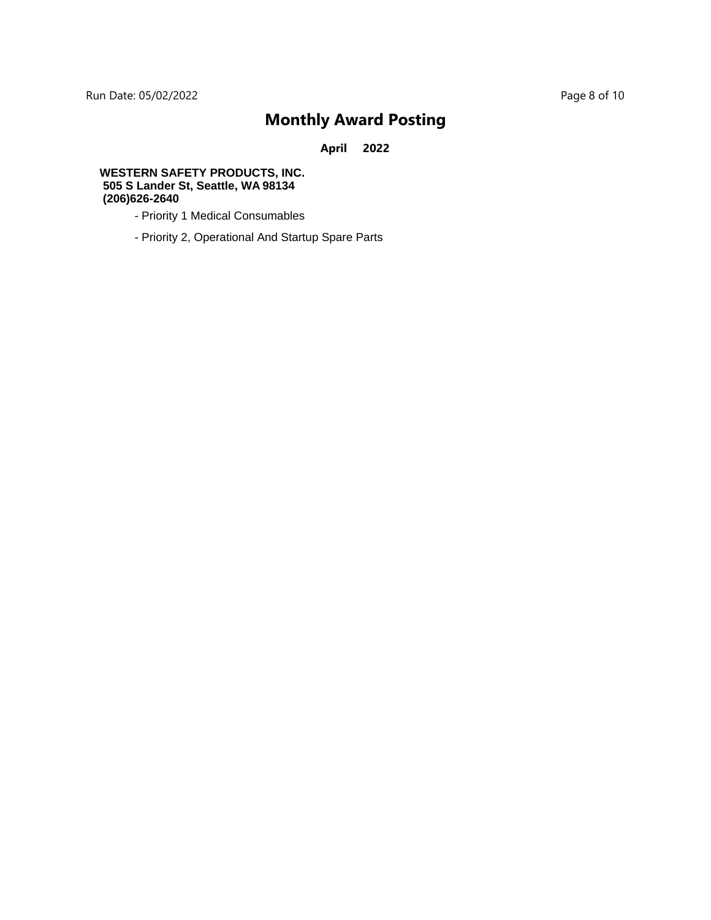# Monthly Award Posting

**April 2022**

**WESTERN SAFETY PRODUCTS, INC.**
**505 S Lander St, Seattle, WA 98134**
**(206)626-2640**

- Priority 1 Medical Consumables
- Priority 2, Operational And Startup Spare Parts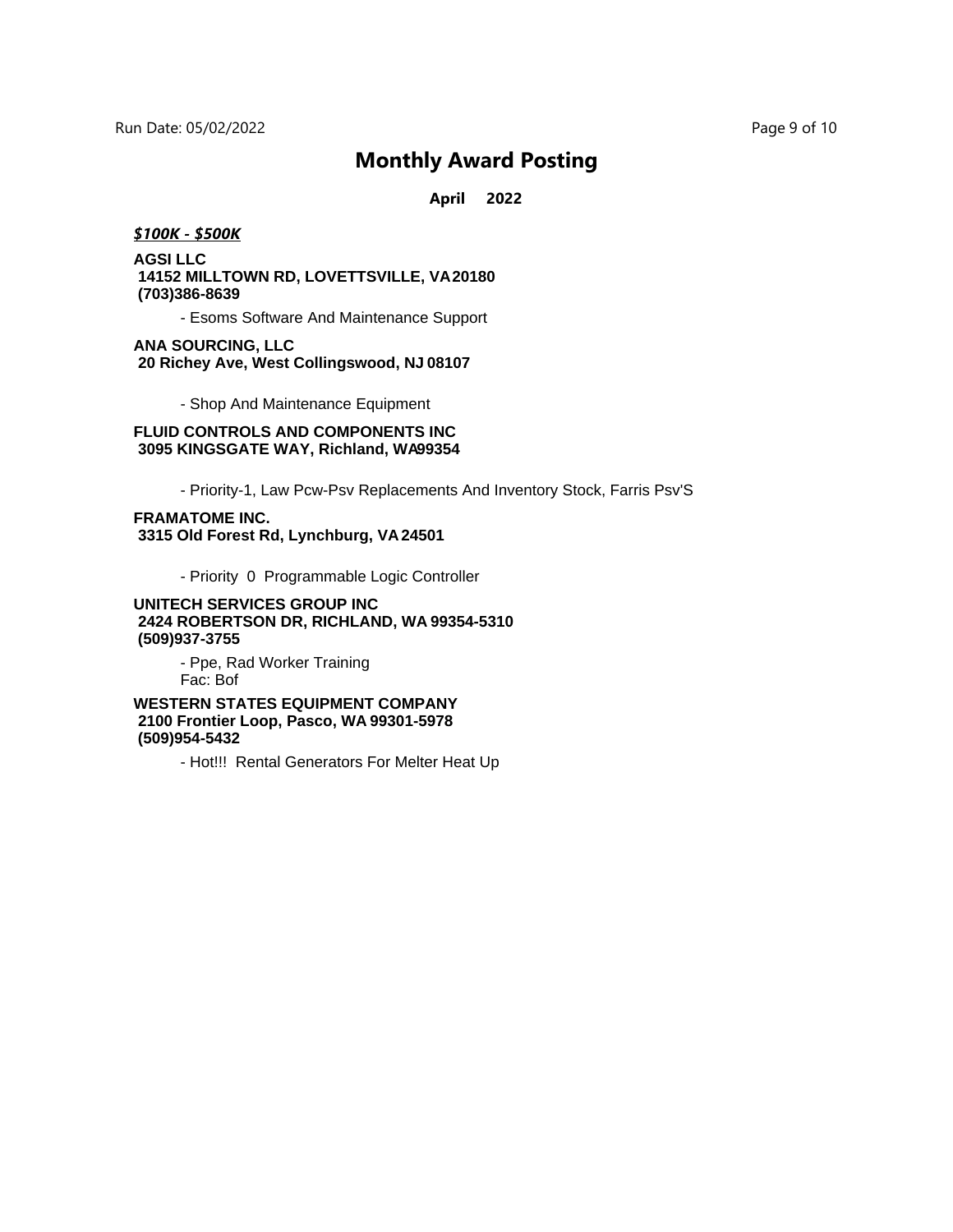# Monthly Award Posting

**April 2022**

***$100K - $500K***

**AGSI LLC**
**14152 MILLTOWN RD, LOVETTSVILLE, VA 20180**
**(703)386-8639**

- Esoms Software And Maintenance Support

**ANA SOURCING, LLC**
**20 Richey Ave, West Collingswood, NJ 08107**

- Shop And Maintenance Equipment

**FLUID CONTROLS AND COMPONENTS INC**
**3095 KINGSGATE WAY, Richland, WA 99354**

- Priority-1, Law Pcw-Psv Replacements And Inventory Stock, Farris Psv'S

**FRAMATOME INC.**
**3315 Old Forest Rd, Lynchburg, VA 24501**

- Priority 0 Programmable Logic Controller

**UNITECH SERVICES GROUP INC**
**2424 ROBERTSON DR, RICHLAND, WA 99354-5310**
**(509)937-3755**

- Ppe, Rad Worker Training
  Fac: Bof

**WESTERN STATES EQUIPMENT COMPANY**
**2100 Frontier Loop, Pasco, WA 99301-5978**
**(509)954-5432**

- Hot!!! Rental Generators For Melter Heat Up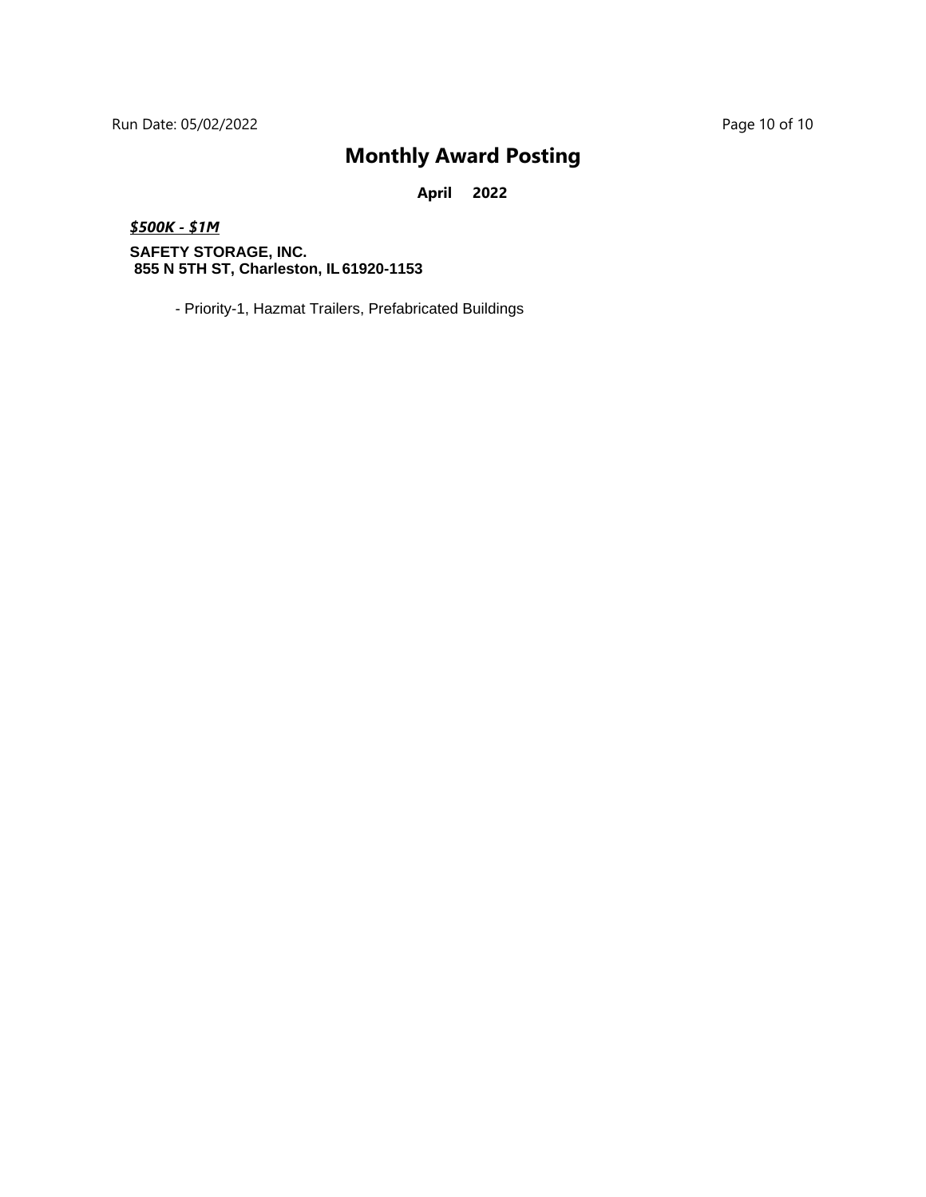# Monthly Award Posting

**April 2022**

***$500K - $1M***

**SAFETY STORAGE, INC.**
**855 N 5TH ST, Charleston, IL 61920-1153**

- Priority-1, Hazmat Trailers, Prefabricated Buildings